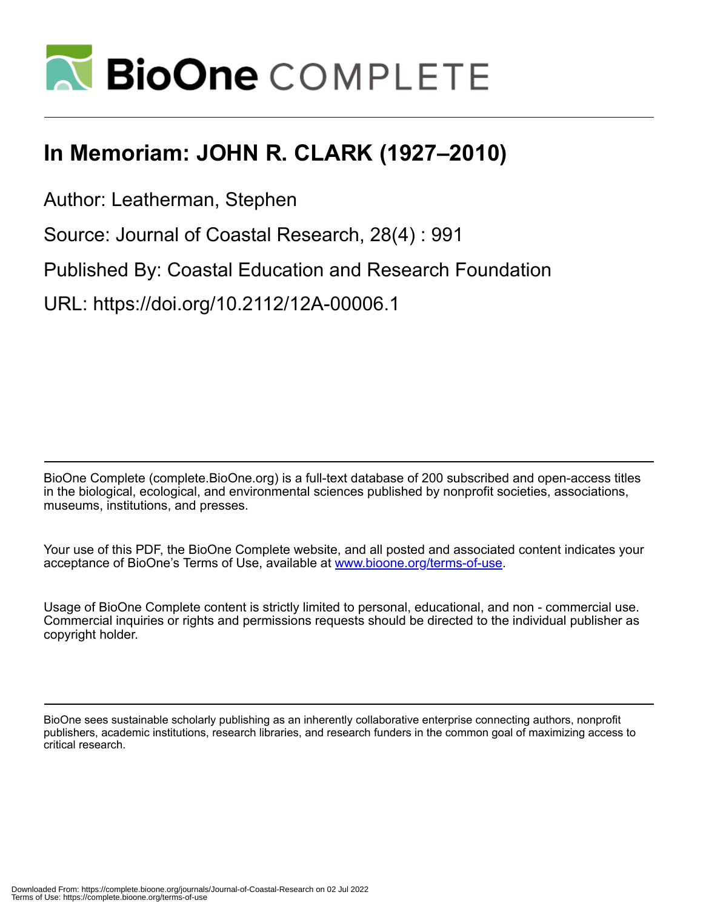# In Memoriam: JOHN R. CLARK (1927–2010)

Author: Leatherman, Stephen

Source: Journal of Coastal Research, 28(4) : 991

Published By: Coastal Education and Research Foundation

URL: https://doi.org/10.2112/12A-00006.1

BioOne Complete (complete.BioOne.org) is a full-text database of 200 subscribed and open-access titles in the biological, ecological, and environmental sciences published by nonprofit societies, associations, museums, institutions, and presses.

Your use of this PDF, the BioOne Complete website, and all posted and associated content indicates your acceptance of BioOne's Terms of Use, available at www.bioone.org/terms-of-use.

Usage of BioOne Complete content is strictly limited to personal, educational, and non - commercial use. Commercial inquiries or rights and permissions requests should be directed to the individual publisher as copyright holder.

BioOne sees sustainable scholarly publishing as an inherently collaborative enterprise connecting authors, nonprofit publishers, academic institutions, research libraries, and research funders in the common goal of maximizing access to critical research.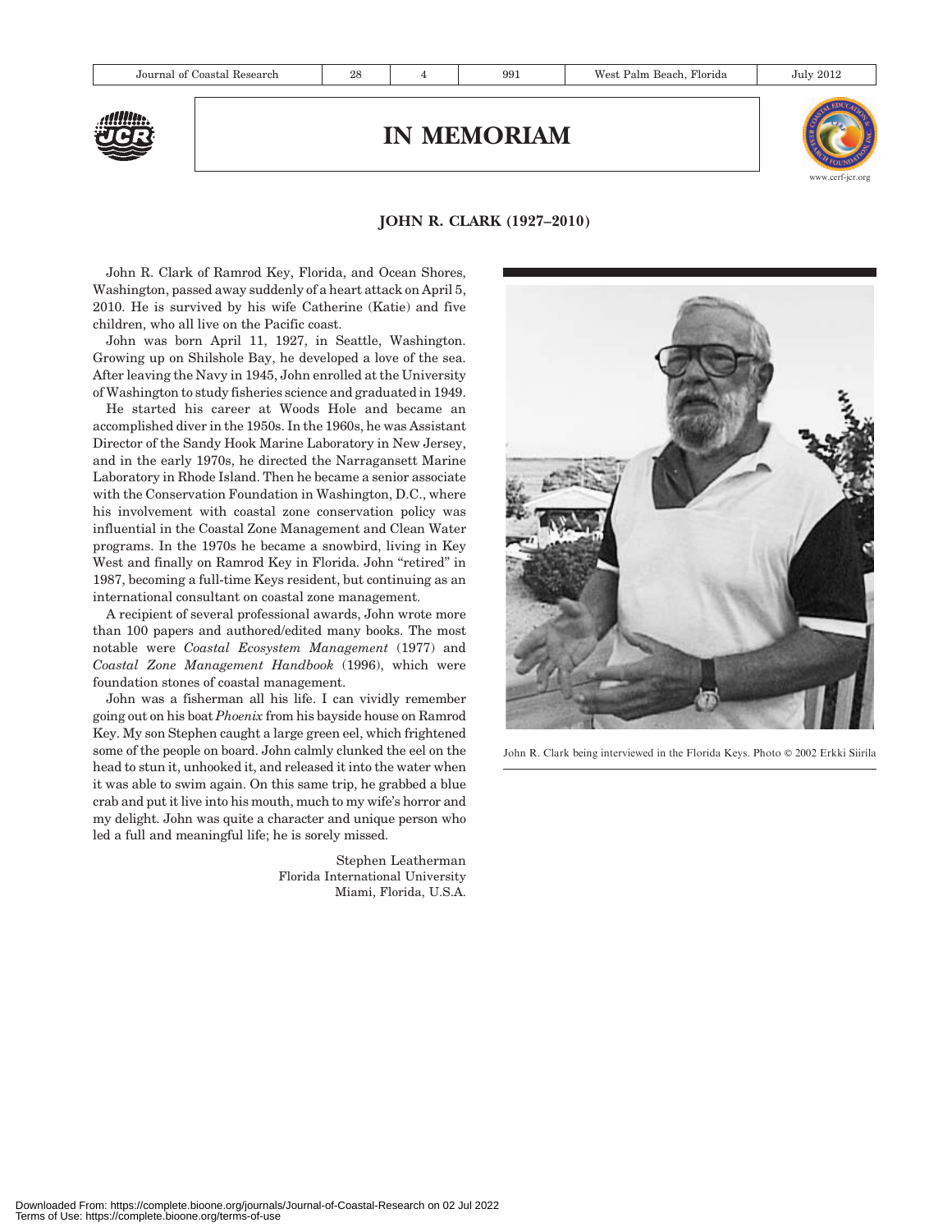# IN MEMORIAM

## JOHN R. CLARK (1927–2010)

John R. Clark of Ramrod Key, Florida, and Ocean Shores, Washington, passed away suddenly of a heart attack on April 5, 2010. He is survived by his wife Catherine (Katie) and five children, who all live on the Pacific coast.

John was born April 11, 1927, in Seattle, Washington. Growing up on Shilshole Bay, he developed a love of the sea. After leaving the Navy in 1945, John enrolled at the University of Washington to study fisheries science and graduated in 1949.

He started his career at Woods Hole and became an accomplished diver in the 1950s. In the 1960s, he was Assistant Director of the Sandy Hook Marine Laboratory in New Jersey, and in the early 1970s, he directed the Narragansett Marine Laboratory in Rhode Island. Then he became a senior associate with the Conservation Foundation in Washington, D.C., where his involvement with coastal zone conservation policy was influential in the Coastal Zone Management and Clean Water programs. In the 1970s he became a snowbird, living in Key West and finally on Ramrod Key in Florida. John "retired" in 1987, becoming a full-time Keys resident, but continuing as an international consultant on coastal zone management.

A recipient of several professional awards, John wrote more than 100 papers and authored/edited many books. The most notable were *Coastal Ecosystem Management* (1977) and *Coastal Zone Management Handbook* (1996), which were foundation stones of coastal management.

John was a fisherman all his life. I can vividly remember going out on his boat *Phoenix* from his bayside house on Ramrod Key. My son Stephen caught a large green eel, which frightened some of the people on board. John calmly clunked the eel on the head to stun it, unhooked it, and released it into the water when it was able to swim again. On this same trip, he grabbed a blue crab and put it live into his mouth, much to my wife's horror and my delight. John was quite a character and unique person who led a full and meaningful life; he is sorely missed.

Stephen Leatherman
Florida International University
Miami, Florida, U.S.A.

John R. Clark being interviewed in the Florida Keys. Photo © 2002 Erkki Siirila